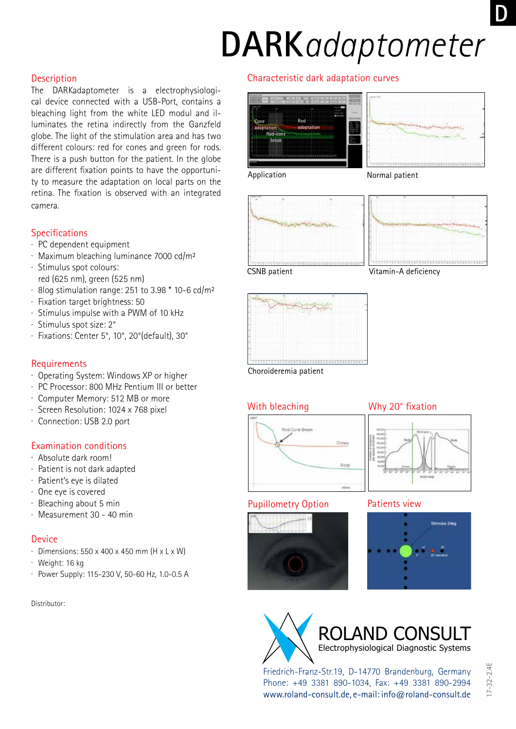# DARK*adaptometer*

## Description

The DARKadaptometer is a electrophysiological device connected with a USB-Port, contains a bleaching light from the white LED modul and illuminates the retina indirectly from the Ganzfeld globe. The light of the stimulation area and has two different colours: red for cones and green for rods. There is a push button for the patient. In the globe are different fixation points to have the opportunity to measure the adaptation on local parts on the retina. The fixation is observed with an integrated camera.

## Specifications

- PC dependent equipment
- Maximum bleaching luminance 7000 cd/m²
- Stimulus spot colours:
  red (625 nm), green (525 nm)
- 8log stimulation range: 251 to 3.98 * 10-6 cd/m²
- Fixation target brightness: 50
- Stimulus impulse with a PWM of 10 kHz
- Stimulus spot size: 2°
- Fixations: Center 5°, 10°, 20°(default), 30°

## Requirements

- Operating System: Windows XP or higher
- PC Processor: 800 MHz Pentium III or better
- Computer Memory: 512 MB or more
- Screen Resolution: 1024 x 768 pixel
- Connection: USB 2.0 port

## Examination conditions

- Absolute dark room!
- Patient is not dark adapted
- Patient's eye is dilated
- One eye is covered
- Bleaching about 5 min
- Measurement 30 - 40 min

## Device

- Dimensions: 550 x 400 x 450 mm (H x L x W)
- Weight: 16 kg
- Power Supply: 115-230 V, 50-60 Hz, 1.0-0.5 A

Distributor:

## Characteristic dark adaptation curves

Application

Normal patient

CSNB patient

Vitamin-A deficiency

Choroideremia patient

## With bleaching

## Why 20° fixation

## Pupillometry Option

## Patients view

ROLAND CONSULT
Electrophysiological Diagnostic Systems

Friedrich-Franz-Str.19, D-14770 Brandenburg, Germany
Phone: +49 3381 890-1034, Fax: +49 3381 890-2994
www.roland-consult.de, e-mail: info@roland-consult.de

17-32-2.4E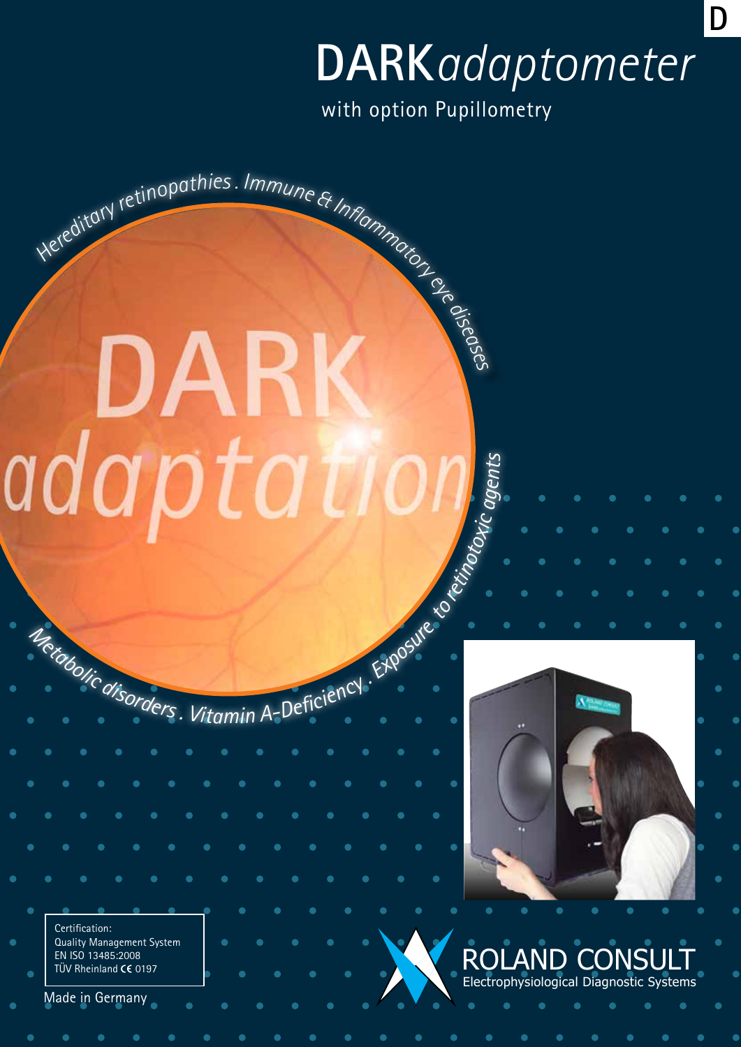D

# DARK*adaptometer*

with option Pupillometry

*Hereditary retinopathies . Immune & Inflammatory eye diseases*

DARK adaptation

*Metabolic disorders . Vitamin A-Deficiency . Exposure to retinotoxic agents*

Certification:
Quality Management System
EN ISO 13485:2008
TÜV Rheinland CE 0197

Made in Germany

ROLAND CONSULT
Electrophysiological Diagnostic Systems